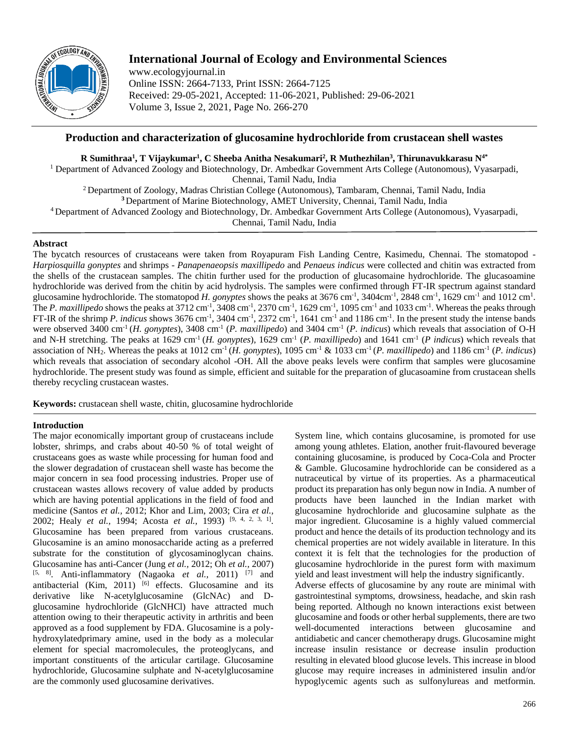# Production and characterization of glucosamine hydrochloride from crustacean shell wastes

**R Sumithraa[1], T Vijaykumar[1], C Sheeba Anitha Nesakumari[2], R Muthezhilan[3], Thirunavukkarasu N[4*]**

[1] Department of Advanced Zoology and Biotechnology, Dr. Ambedkar Government Arts College (Autonomous), Vyasarpadi, Chennai, Tamil Nadu, India

[2] Department of Zoology, Madras Christian College (Autonomous), Tambaram, Chennai, Tamil Nadu, India

[3] Department of Marine Biotechnology, AMET University, Chennai, Tamil Nadu, India

[4] Department of Advanced Zoology and Biotechnology, Dr. Ambedkar Government Arts College (Autonomous), Vyasarpadi, Chennai, Tamil Nadu, India

## Abstract

The bycatch resources of crustaceans were taken from Royapuram Fish Landing Centre, Kasimedu, Chennai. The stomatopod - *Harpiosquilla gonyptes* and shrimps - *Panapenaeopsis maxillipedo* and *Penaeus indicus* were collected and chitin was extracted from the shells of the crustacean samples. The chitin further used for the production of glucasomaine hydrochloride. The glucasoamine hydrochloride was derived from the chitin by acid hydrolysis. The samples were confirmed through FT-IR spectrum against standard glucosamine hydrochloride. The stomatopod *H. gonyptes* shows the peaks at 3676 $cm^{-1}$, 3404$cm^{-1}$, 2848 $cm^{-1}$, 1629 $cm^{-1}$ and 1012 $cm^{1}$. The *P. maxillipedo* shows the peaks at 3712 $cm^{-1}$, 3408 $cm^{-1}$, 2370 $cm^{-1}$, 1629 $cm^{-1}$, 1095 $cm^{-1}$ and 1033 $cm^{-1}$. Whereas the peaks through FT-IR of the shrimp *P. indicus* shows 3676 $cm^{-1}$, 3404 $cm^{-1}$, 2372 $cm^{-1}$, 1641 $cm^{-1}$ and 1186 $cm^{-1}$. In the present study the intense bands were observed 3400 $cm^{-1}$ (*H. gonyptes*), 3408 $cm^{-1}$ (*P. maxillipedo*) and 3404 $cm^{-1}$ (*P. indicus*) which reveals that association of O-H and N-H stretching. The peaks at 1629 $cm^{-1}$ (*H. gonyptes*), 1629 $cm^{-1}$ (*P. maxillipedo*) and 1641 $cm^{-1}$ (*P indicus*) which reveals that association of $NH_2$. Whereas the peaks at 1012 $cm^{-1}$ (*H. gonyptes*), 1095 $cm^{-1}$ & 1033 $cm^{-1}$ (*P. maxillipedo*) and 1186 $cm^{-1}$ (*P. indicus*) which reveals that association of secondary alcohol -OH. All the above peaks levels were confirm that samples were glucosamine hydrochloride. The present study was found as simple, efficient and suitable for the preparation of glucasoamine from crustacean shells thereby recycling crustacean wastes.

**Keywords:** crustacean shell waste, chitin, glucosamine hydrochloride

## Introduction

The major economically important group of crustaceans include lobster, shrimps, and crabs about 40-50 % of total weight of crustaceans goes as waste while processing for human food and the slower degradation of crustacean shell waste has become the major concern in sea food processing industries. Proper use of crustacean wastes allows recovery of value added by products which are having potential applications in the field of food and medicine (Santos *et al.,* 2012; Khor and Lim, 2003; Cira *et al.,* 2002; Healy *et al.,* 1994; Acosta *et al.,* 1993) [9, 4, 2, 3, 1]. Glucosamine has been prepared from various crustaceans. Glucosamine is an amino monosaccharide acting as a preferred substrate for the constitution of glycosaminoglycan chains. Glucosamine has anti-Cancer (Jung *et al.,* 2012; Oh *et al.,* 2007) [5, 8]. Anti-inflammatory (Nagaoka *et al.,* 2011) [7] and antibacterial (Kim, 2011) [6] effects. Glucosamine and its derivative like N-acetylglucosamine (GlcNAc) and D-glucosamine hydrochloride (GlcNHCl) have attracted much attention owing to their therapeutic activity in arthritis and been approved as a food supplement by FDA. Glucosamine is a poly-hydroxylatedprimary amine, used in the body as a molecular element for special macromolecules, the proteoglycans, and important constituents of the articular cartilage. Glucosamine hydrochloride, Glucosamine sulphate and N-acetylglucosamine are the commonly used glucosamine derivatives.

System line, which contains glucosamine, is promoted for use among young athletes. Elation, another fruit-flavoured beverage containing glucosamine, is produced by Coca-Cola and Procter & Gamble. Glucosamine hydrochloride can be considered as a nutraceutical by virtue of its properties. As a pharmaceutical product its preparation has only begun now in India. A number of products have been launched in the Indian market with glucosamine hydrochloride and glucosamine sulphate as the major ingredient. Glucosamine is a highly valued commercial product and hence the details of its production technology and its chemical properties are not widely available in literature. In this context it is felt that the technologies for the production of glucosamine hydrochloride in the purest form with maximum yield and least investment will help the industry significantly.

Adverse effects of glucosamine by any route are minimal with gastrointestinal symptoms, drowsiness, headache, and skin rash being reported. Although no known interactions exist between glucosamine and foods or other herbal supplements, there are two well-documented interactions between glucosamine and antidiabetic and cancer chemotherapy drugs. Glucosamine might increase insulin resistance or decrease insulin production resulting in elevated blood glucose levels. This increase in blood glucose may require increases in administered insulin and/or hypoglycemic agents such as sulfonylureas and metformin.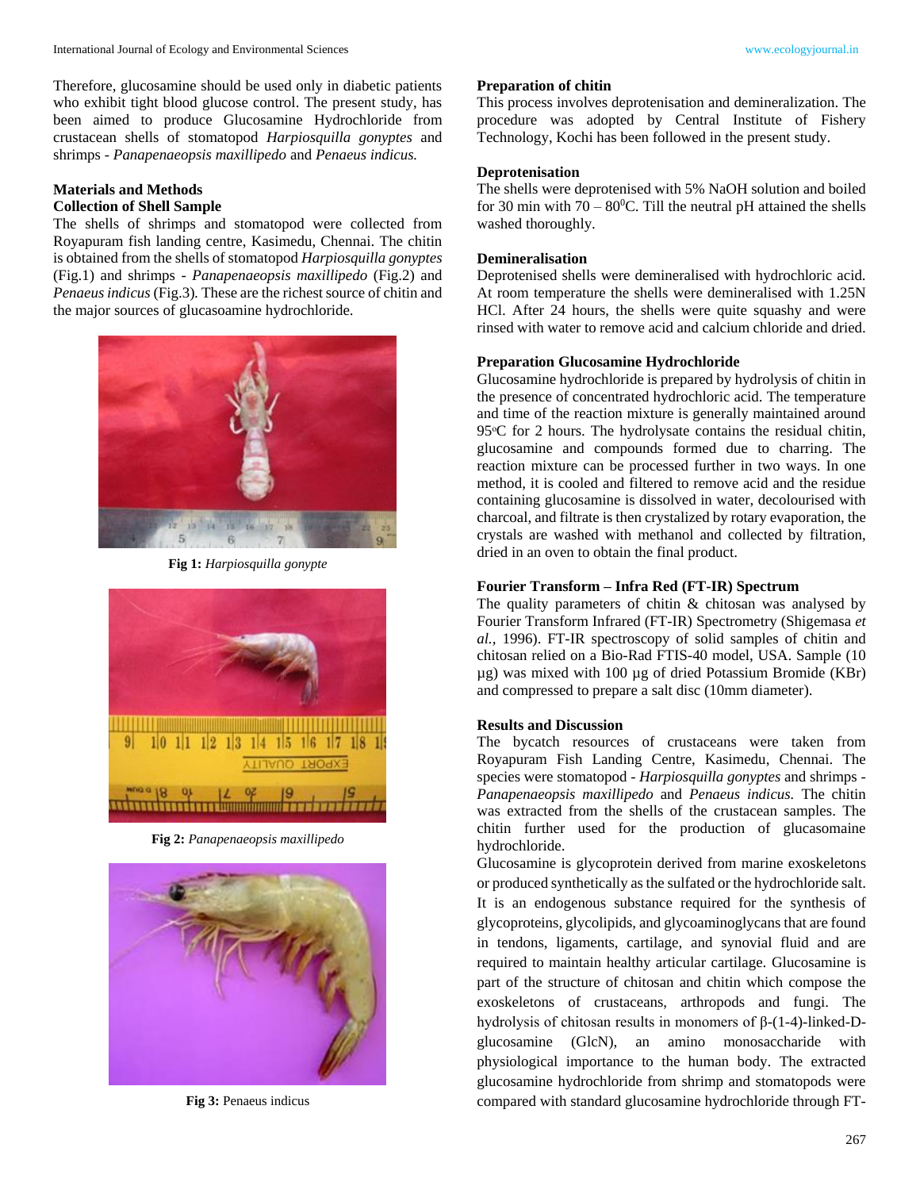Therefore, glucosamine should be used only in diabetic patients who exhibit tight blood glucose control. The present study, has been aimed to produce Glucosamine Hydrochloride from crustacean shells of stomatopod *Harpiosquilla gonyptes* and shrimps - *Panapenaeopsis maxillipedo* and *Penaeus indicus.*

## Materials and Methods

### Collection of Shell Sample

The shells of shrimps and stomatopod were collected from Royapuram fish landing centre, Kasimedu, Chennai. The chitin is obtained from the shells of stomatopod *Harpiosquilla gonyptes* (Fig.1) and shrimps - *Panapenaeopsis maxillipedo* (Fig.2) and *Penaeus indicus* (Fig.3). These are the richest source of chitin and the major sources of glucasoamine hydrochloride.

**Fig 1:** *Harpiosquilla gonypte*

**Fig 2:** *Panapenaeopsis maxillipedo*

**Fig 3:** Penaeus indicus

### Preparation of chitin

This process involves deprotenisation and demineralization. The procedure was adopted by Central Institute of Fishery Technology, Kochi has been followed in the present study.

### Deprotenisation

The shells were deprotenised with 5% NaOH solution and boiled for 30 min with 70 – 80$^0$C. Till the neutral pH attained the shells washed thoroughly.

### Demineralisation

Deprotenised shells were demineralised with hydrochloric acid. At room temperature the shells were demineralised with 1.25N HCl. After 24 hours, the shells were quite squashy and were rinsed with water to remove acid and calcium chloride and dried.

### Preparation Glucosamine Hydrochloride

Glucosamine hydrochloride is prepared by hydrolysis of chitin in the presence of concentrated hydrochloric acid. The temperature and time of the reaction mixture is generally maintained around 95$^o$C for 2 hours. The hydrolysate contains the residual chitin, glucosamine and compounds formed due to charring. The reaction mixture can be processed further in two ways. In one method, it is cooled and filtered to remove acid and the residue containing glucosamine is dissolved in water, decolourised with charcoal, and filtrate is then crystalized by rotary evaporation, the crystals are washed with methanol and collected by filtration, dried in an oven to obtain the final product.

### Fourier Transform – Infra Red (FT-IR) Spectrum

The quality parameters of chitin & chitosan was analysed by Fourier Transform Infrared (FT-IR) Spectrometry (Shigemasa *et al.,* 1996). FT-IR spectroscopy of solid samples of chitin and chitosan relied on a Bio-Rad FTIS-40 model, USA. Sample (10 µg) was mixed with 100 µg of dried Potassium Bromide (KBr) and compressed to prepare a salt disc (10mm diameter).

## Results and Discussion

The bycatch resources of crustaceans were taken from Royapuram Fish Landing Centre, Kasimedu, Chennai. The species were stomatopod - *Harpiosquilla gonyptes* and shrimps - *Panapenaeopsis maxillipedo* and *Penaeus indicus.* The chitin was extracted from the shells of the crustacean samples. The chitin further used for the production of glucasomaine hydrochloride.

Glucosamine is glycoprotein derived from marine exoskeletons or produced synthetically as the sulfated or the hydrochloride salt. It is an endogenous substance required for the synthesis of glycoproteins, glycolipids, and glycoaminoglycans that are found in tendons, ligaments, cartilage, and synovial fluid and are required to maintain healthy articular cartilage. Glucosamine is part of the structure of chitosan and chitin which compose the exoskeletons of crustaceans, arthropods and fungi. The hydrolysis of chitosan results in monomers of β-(1-4)-linked-D-glucosamine (GlcN), an amino monosaccharide with physiological importance to the human body. The extracted glucosamine hydrochloride from shrimp and stomatopods were compared with standard glucosamine hydrochloride through FT-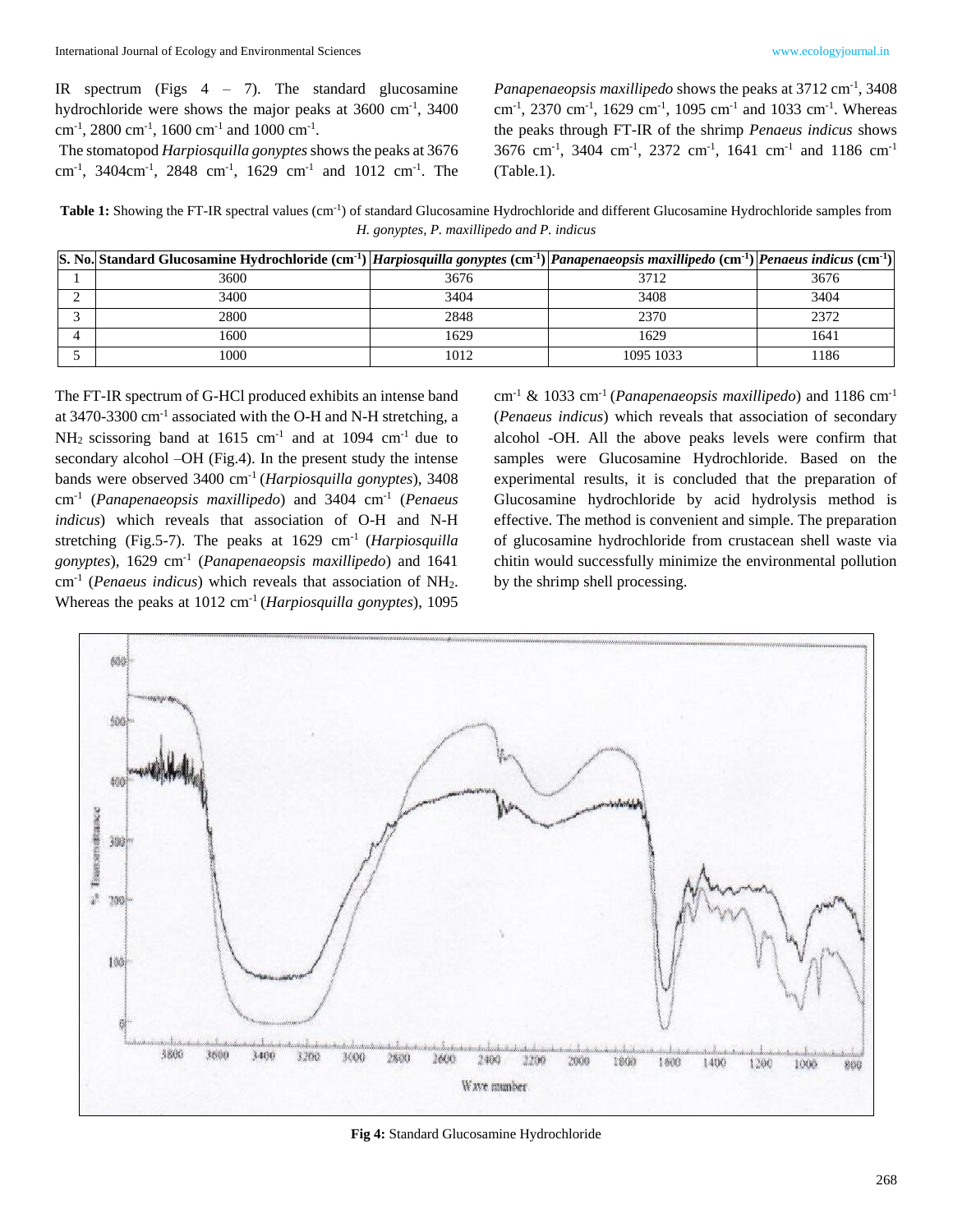IR spectrum (Figs 4 – 7). The standard glucosamine hydrochloride were shows the major peaks at 3600 $cm^{-1}$, 3400 $cm^{-1}$, 2800 $cm^{-1}$, 1600 $cm^{-1}$ and 1000 $cm^{-1}$.

The stomatopod *Harpiosquilla gonyptes* shows the peaks at 3676 $cm^{-1}$, 3404$cm^{-1}$, 2848 $cm^{-1}$, 1629 $cm^{-1}$ and 1012 $cm^{-1}$. The *Panapenaeopsis maxillipedo* shows the peaks at 3712 $cm^{-1}$, 3408 $cm^{-1}$, 2370 $cm^{-1}$, 1629 $cm^{-1}$, 1095 $cm^{-1}$ and 1033 $cm^{-1}$. Whereas the peaks through FT-IR of the shrimp *Penaeus indicus* shows 3676 $cm^{-1}$, 3404 $cm^{-1}$, 2372 $cm^{-1}$, 1641 $cm^{-1}$ and 1186 $cm^{-1}$ (Table.1).

**Table 1:** Showing the FT-IR spectral values ($cm^{-1}$) of standard Glucosamine Hydrochloride and different Glucosamine Hydrochloride samples from *H. gonyptes, P. maxillipedo and P. indicus*

| S. No. | Standard Glucosamine Hydrochloride ($cm^{-1}$) | *Harpiosquilla gonyptes* ($cm^{-1}$) | *Panapenaeopsis maxillipedo* ($cm^{-1}$) | *Penaeus indicus* ($cm^{-1}$) |
|---|---|---|---|---|
| 1 | 3600 | 3676 | 3712 | 3676 |
| 2 | 3400 | 3404 | 3408 | 3404 |
| 3 | 2800 | 2848 | 2370 | 2372 |
| 4 | 1600 | 1629 | 1629 | 1641 |
| 5 | 1000 | 1012 | 1095 1033 | 1186 |

The FT-IR spectrum of G-HCl produced exhibits an intense band at 3470-3300 $cm^{-1}$ associated with the O-H and N-H stretching, a $NH_2$ scissoring band at 1615 $cm^{-1}$ and at 1094 $cm^{-1}$ due to secondary alcohol –OH (Fig.4). In the present study the intense bands were observed 3400 $cm^{-1}$ (*Harpiosquilla gonyptes*), 3408 $cm^{-1}$ (*Panapenaeopsis maxillipedo*) and 3404 $cm^{-1}$ (*Penaeus indicus*) which reveals that association of O-H and N-H stretching (Fig.5-7). The peaks at 1629 $cm^{-1}$ (*Harpiosquilla gonyptes*), 1629 $cm^{-1}$ (*Panapenaeopsis maxillipedo*) and 1641 $cm^{-1}$ (*Penaeus indicus*) which reveals that association of $NH_2$. Whereas the peaks at 1012 $cm^{-1}$ (*Harpiosquilla gonyptes*), 1095 $cm^{-1}$ & 1033 $cm^{-1}$ (*Panapenaeopsis maxillipedo*) and 1186 $cm^{-1}$ (*Penaeus indicus*) which reveals that association of secondary alcohol -OH. All the above peaks levels were confirm that samples were Glucosamine Hydrochloride. Based on the experimental results, it is concluded that the preparation of Glucosamine hydrochloride by acid hydrolysis method is effective. The method is convenient and simple. The preparation of glucosamine hydrochloride from crustacean shell waste via chitin would successfully minimize the environmental pollution by the shrimp shell processing.

**Fig 4:** Standard Glucosamine Hydrochloride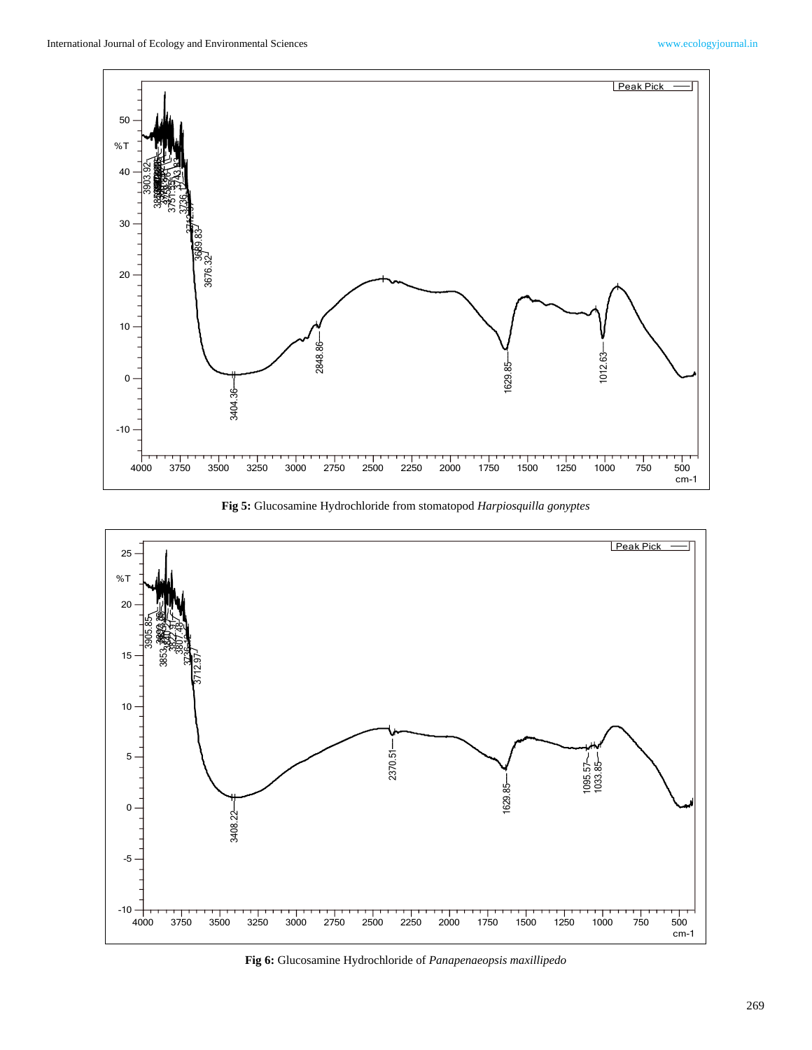**Fig 5:** Glucosamine Hydrochloride from stomatopod *Harpiosquilla gonyptes*

**Fig 6:** Glucosamine Hydrochloride of *Panapenaeopsis maxillipedo*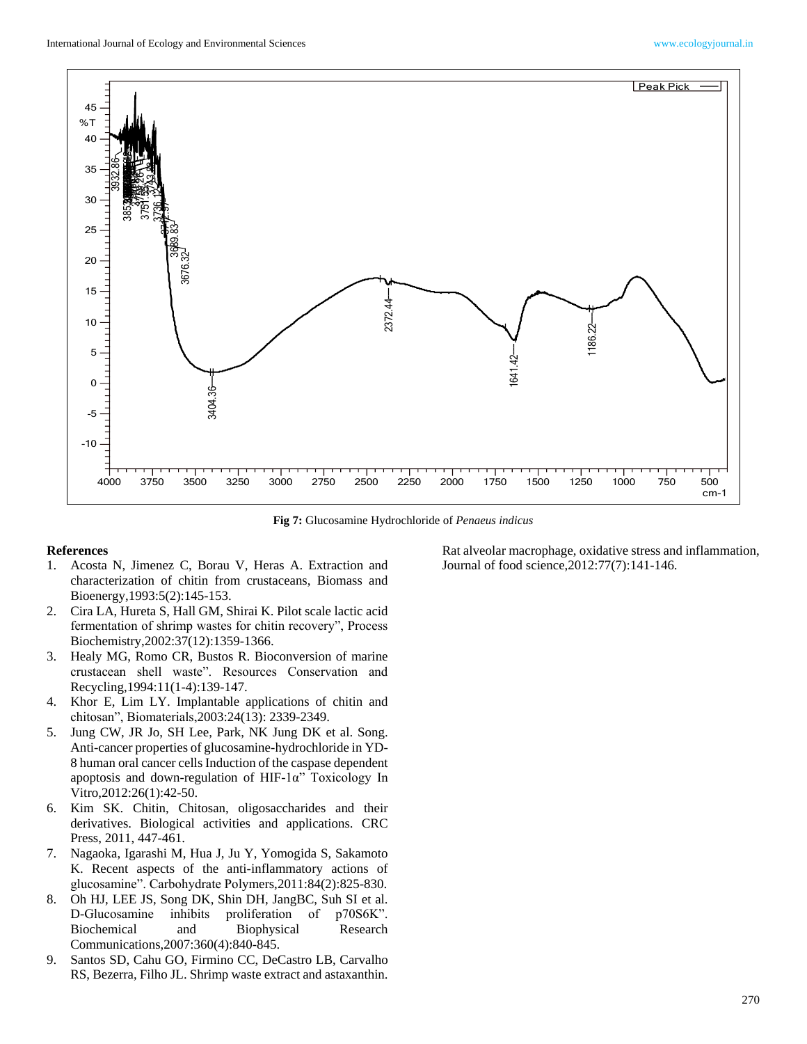Peak Pick

%T

45
40
35
30
25
20
15
10
5
0
-5
-10

3932.86
3853
3751
3736
3689.83
3676.32
3404.36
2372.44
1641.42
1186.22

4000 3750 3500 3250 3000 2750 2500 2250 2000 1750 1500 1250 1000 750 500

cm-1

**Fig 7:** Glucosamine Hydrochloride of *Penaeus indicus*

## References

1. Acosta N, Jimenez C, Borau V, Heras A. Extraction and characterization of chitin from crustaceans, Biomass and Bioenergy,1993:5(2):145-153.
2. Cira LA, Hureta S, Hall GM, Shirai K. Pilot scale lactic acid fermentation of shrimp wastes for chitin recovery", Process Biochemistry,2002:37(12):1359-1366.
3. Healy MG, Romo CR, Bustos R. Bioconversion of marine crustacean shell waste". Resources Conservation and Recycling,1994:11(1-4):139-147.
4. Khor E, Lim LY. Implantable applications of chitin and chitosan", Biomaterials,2003:24(13): 2339-2349.
5. Jung CW, JR Jo, SH Lee, Park, NK Jung DK et al. Song. Anti-cancer properties of glucosamine-hydrochloride in YD-8 human oral cancer cells Induction of the caspase dependent apoptosis and down-regulation of HIF-1α" Toxicology In Vitro,2012:26(1):42-50.
6. Kim SK. Chitin, Chitosan, oligosaccharides and their derivatives. Biological activities and applications. CRC Press, 2011, 447-461.
7. Nagaoka, Igarashi M, Hua J, Ju Y, Yomogida S, Sakamoto K. Recent aspects of the anti-inflammatory actions of glucosamine". Carbohydrate Polymers,2011:84(2):825-830.
8. Oh HJ, LEE JS, Song DK, Shin DH, JangBC, Suh SI et al. D-Glucosamine inhibits proliferation of p70S6K". Biochemical and Biophysical Research Communications,2007:360(4):840-845.
9. Santos SD, Cahu GO, Firmino CC, DeCastro LB, Carvalho RS, Bezerra, Filho JL. Shrimp waste extract and astaxanthin. Rat alveolar macrophage, oxidative stress and inflammation, Journal of food science,2012:77(7):141-146.